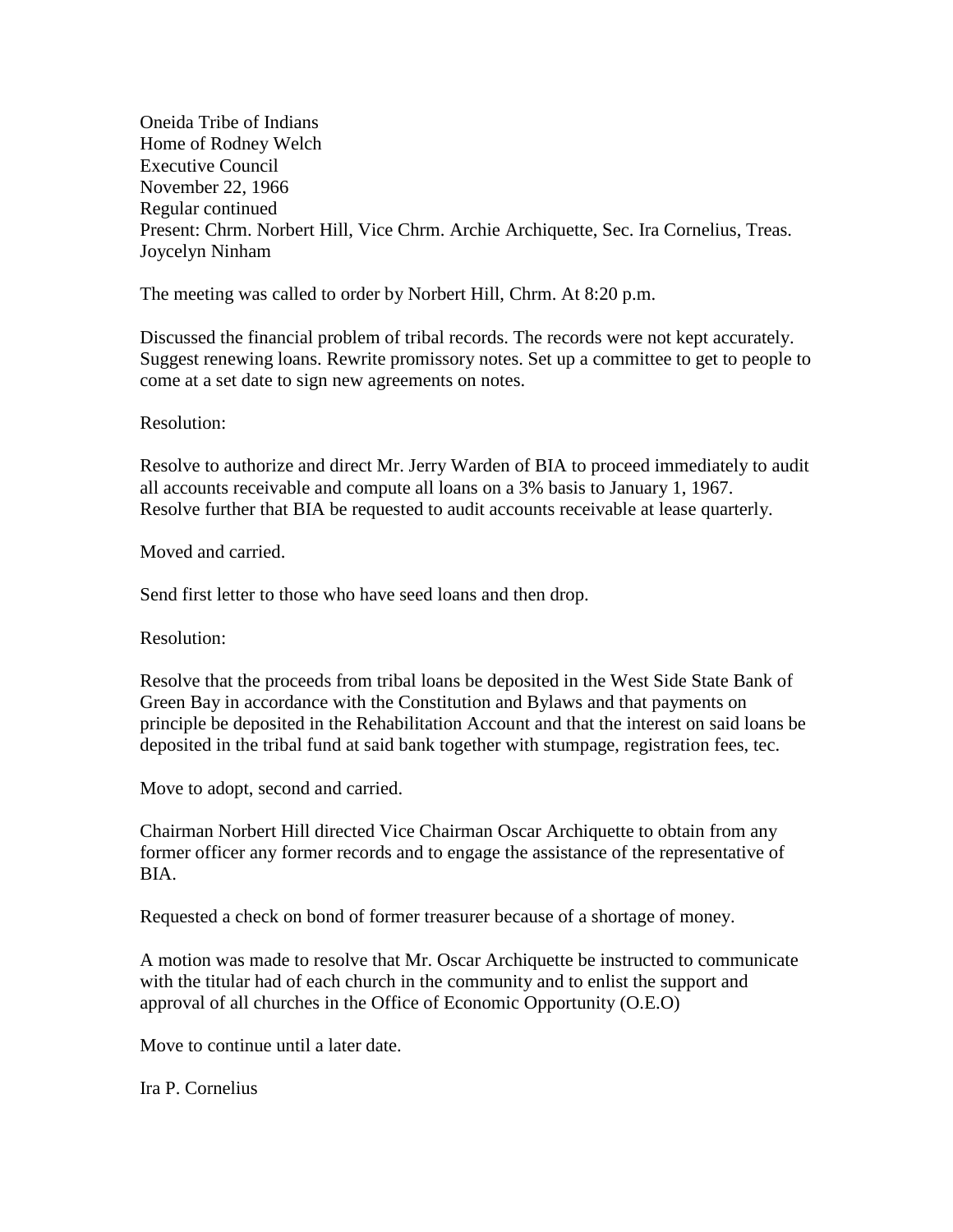Oneida Tribe of Indians
Home of Rodney Welch
Executive Council
November 22, 1966
Regular continued
Present: Chrm. Norbert Hill, Vice Chrm. Archie Archiquette, Sec. Ira Cornelius, Treas. Joycelyn Ninham

The meeting was called to order by Norbert Hill, Chrm. At 8:20 p.m.

Discussed the financial problem of tribal records. The records were not kept accurately. Suggest renewing loans. Rewrite promissory notes. Set up a committee to get to people to come at a set date to sign new agreements on notes.

Resolution:

Resolve to authorize and direct Mr. Jerry Warden of BIA to proceed immediately to audit all accounts receivable and compute all loans on a 3% basis to January 1, 1967. Resolve further that BIA be requested to audit accounts receivable at lease quarterly.

Moved and carried.

Send first letter to those who have seed loans and then drop.

Resolution:

Resolve that the proceeds from tribal loans be deposited in the West Side State Bank of Green Bay in accordance with the Constitution and Bylaws and that payments on principle be deposited in the Rehabilitation Account and that the interest on said loans be deposited in the tribal fund at said bank together with stumpage, registration fees, tec.

Move to adopt, second and carried.

Chairman Norbert Hill directed Vice Chairman Oscar Archiquette to obtain from any former officer any former records and to engage the assistance of the representative of BIA.

Requested a check on bond of former treasurer because of a shortage of money.

A motion was made to resolve that Mr. Oscar Archiquette be instructed to communicate with the titular had of each church in the community and to enlist the support and approval of all churches in the Office of Economic Opportunity (O.E.O)

Move to continue until a later date.

Ira P. Cornelius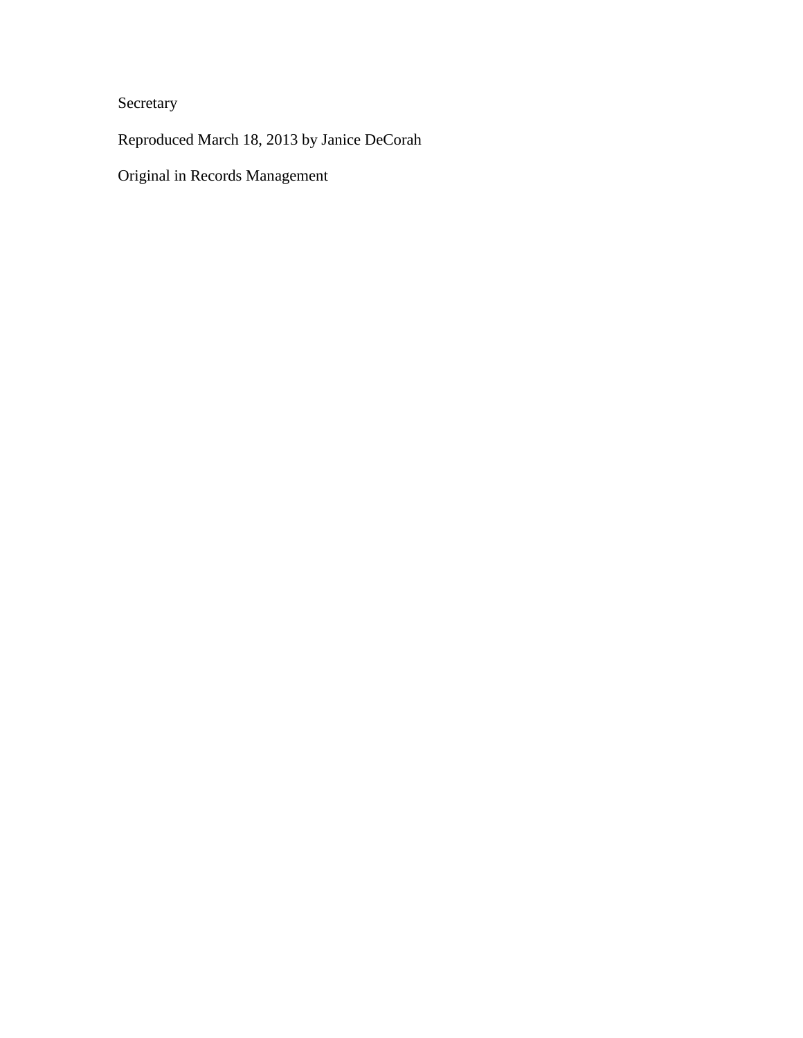Secretary

Reproduced March 18, 2013 by Janice DeCorah

Original in Records Management